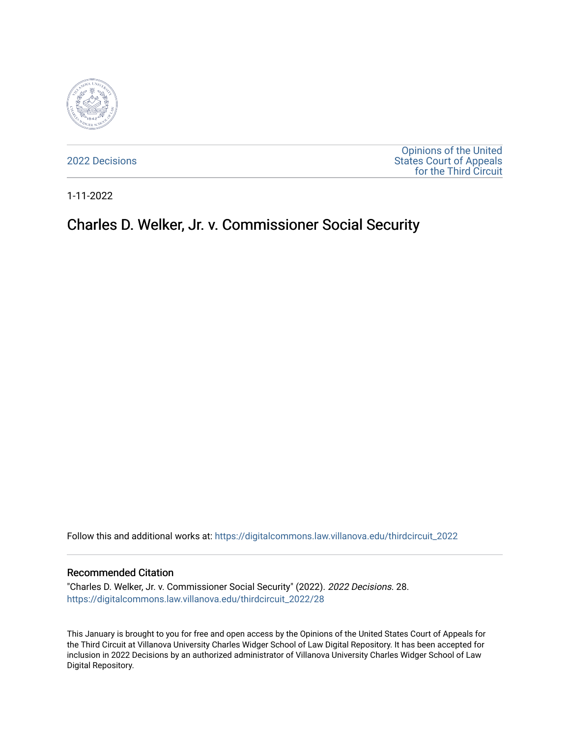2022 Decisions

Opinions of the United States Court of Appeals for the Third Circuit

1-11-2022

# Charles D. Welker, Jr. v. Commissioner Social Security

Follow this and additional works at: https://digitalcommons.law.villanova.edu/thirdcircuit_2022

## Recommended Citation

"Charles D. Welker, Jr. v. Commissioner Social Security" (2022). *2022 Decisions*. 28.
https://digitalcommons.law.villanova.edu/thirdcircuit_2022/28

This January is brought to you for free and open access by the Opinions of the United States Court of Appeals for the Third Circuit at Villanova University Charles Widger School of Law Digital Repository. It has been accepted for inclusion in 2022 Decisions by an authorized administrator of Villanova University Charles Widger School of Law Digital Repository.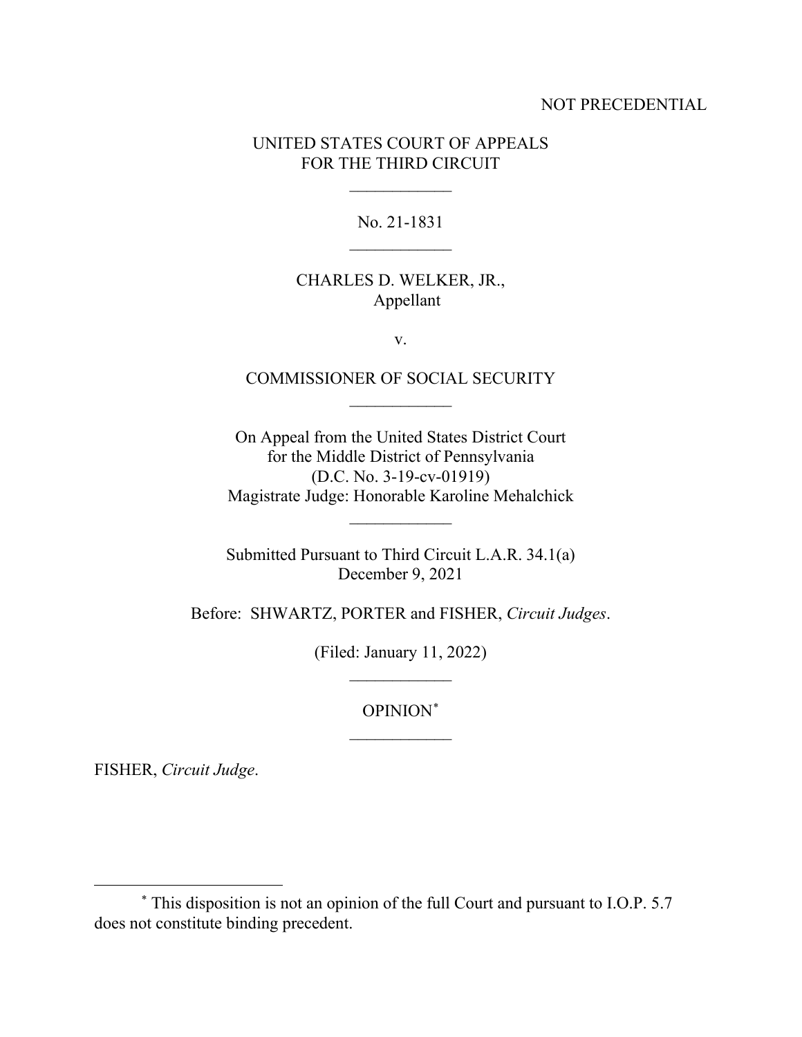NOT PRECEDENTIAL

UNITED STATES COURT OF APPEALS
FOR THE THIRD CIRCUIT

\_\_\_\_\_\_\_\_\_\_\_\_

No. 21-1831

\_\_\_\_\_\_\_\_\_\_\_\_

CHARLES D. WELKER, JR.,
Appellant

v.

COMMISSIONER OF SOCIAL SECURITY

\_\_\_\_\_\_\_\_\_\_\_\_

On Appeal from the United States District Court
for the Middle District of Pennsylvania
(D.C. No. 3-19-cv-01919)
Magistrate Judge: Honorable Karoline Mehalchick

\_\_\_\_\_\_\_\_\_\_\_\_

Submitted Pursuant to Third Circuit L.A.R. 34.1(a)
December 9, 2021

Before: SHWARTZ, PORTER and FISHER, *Circuit Judges*.

(Filed: January 11, 2022)

\_\_\_\_\_\_\_\_\_\_\_\_

OPINION[*]

\_\_\_\_\_\_\_\_\_\_\_\_

FISHER, *Circuit Judge*.

---

[*] This disposition is not an opinion of the full Court and pursuant to I.O.P. 5.7 does not constitute binding precedent.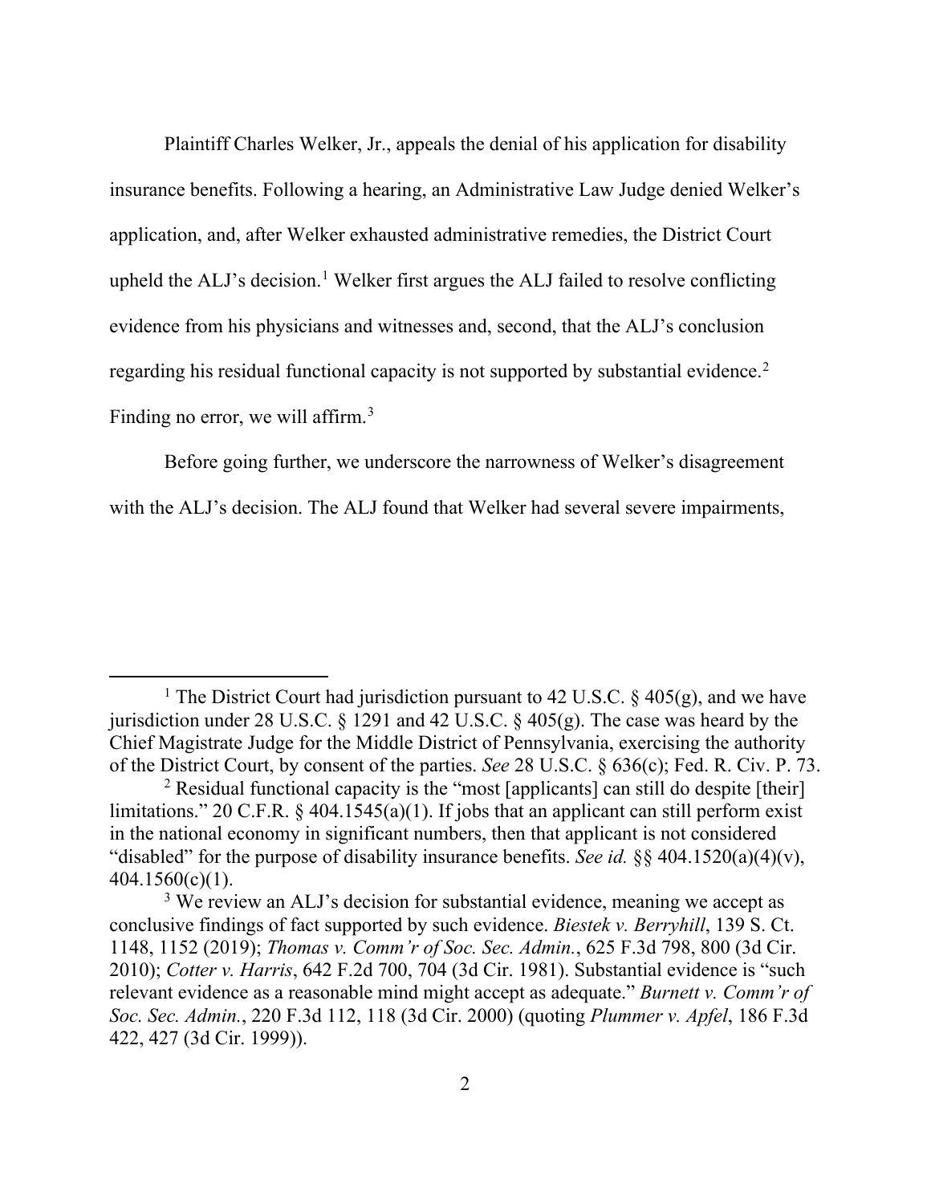Plaintiff Charles Welker, Jr., appeals the denial of his application for disability insurance benefits. Following a hearing, an Administrative Law Judge denied Welker's application, and, after Welker exhausted administrative remedies, the District Court upheld the ALJ's decision.[1] Welker first argues the ALJ failed to resolve conflicting evidence from his physicians and witnesses and, second, that the ALJ's conclusion regarding his residual functional capacity is not supported by substantial evidence.[2] Finding no error, we will affirm.[3]

Before going further, we underscore the narrowness of Welker's disagreement with the ALJ's decision. The ALJ found that Welker had several severe impairments,

---

[1] The District Court had jurisdiction pursuant to 42 U.S.C. § 405(g), and we have jurisdiction under 28 U.S.C. § 1291 and 42 U.S.C. § 405(g). The case was heard by the Chief Magistrate Judge for the Middle District of Pennsylvania, exercising the authority of the District Court, by consent of the parties. *See* 28 U.S.C. § 636(c); Fed. R. Civ. P. 73.

[2] Residual functional capacity is the "most [applicants] can still do despite [their] limitations." 20 C.F.R. § 404.1545(a)(1). If jobs that an applicant can still perform exist in the national economy in significant numbers, then that applicant is not considered "disabled" for the purpose of disability insurance benefits. *See id.* §§ 404.1520(a)(4)(v), 404.1560(c)(1).

[3] We review an ALJ's decision for substantial evidence, meaning we accept as conclusive findings of fact supported by such evidence. *Biestek v. Berryhill*, 139 S. Ct. 1148, 1152 (2019); *Thomas v. Comm'r of Soc. Sec. Admin.*, 625 F.3d 798, 800 (3d Cir. 2010); *Cotter v. Harris*, 642 F.2d 700, 704 (3d Cir. 1981). Substantial evidence is "such relevant evidence as a reasonable mind might accept as adequate." *Burnett v. Comm'r of Soc. Sec. Admin.*, 220 F.3d 112, 118 (3d Cir. 2000) (quoting *Plummer v. Apfel*, 186 F.3d 422, 427 (3d Cir. 1999)).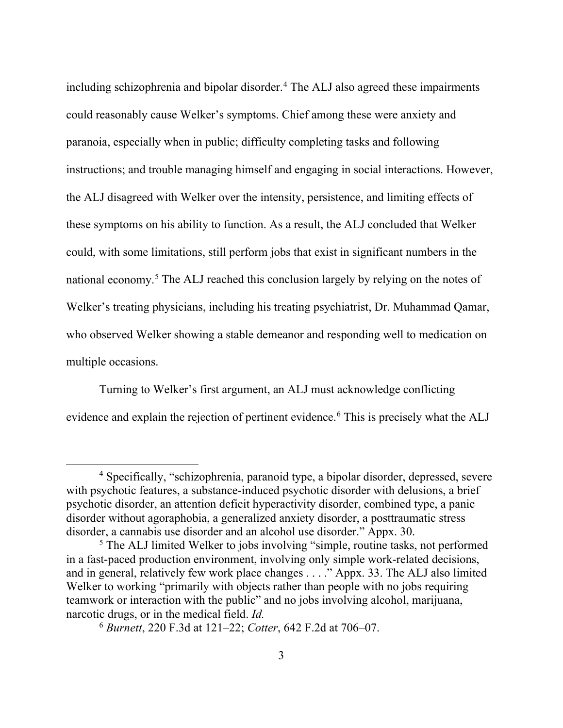including schizophrenia and bipolar disorder.[4] The ALJ also agreed these impairments could reasonably cause Welker's symptoms. Chief among these were anxiety and paranoia, especially when in public; difficulty completing tasks and following instructions; and trouble managing himself and engaging in social interactions. However, the ALJ disagreed with Welker over the intensity, persistence, and limiting effects of these symptoms on his ability to function. As a result, the ALJ concluded that Welker could, with some limitations, still perform jobs that exist in significant numbers in the national economy.[5] The ALJ reached this conclusion largely by relying on the notes of Welker's treating physicians, including his treating psychiatrist, Dr. Muhammad Qamar, who observed Welker showing a stable demeanor and responding well to medication on multiple occasions.

Turning to Welker's first argument, an ALJ must acknowledge conflicting evidence and explain the rejection of pertinent evidence.[6] This is precisely what the ALJ

---

[4] Specifically, "schizophrenia, paranoid type, a bipolar disorder, depressed, severe with psychotic features, a substance-induced psychotic disorder with delusions, a brief psychotic disorder, an attention deficit hyperactivity disorder, combined type, a panic disorder without agoraphobia, a generalized anxiety disorder, a posttraumatic stress disorder, a cannabis use disorder and an alcohol use disorder." Appx. 30.

[5] The ALJ limited Welker to jobs involving "simple, routine tasks, not performed in a fast-paced production environment, involving only simple work-related decisions, and in general, relatively few work place changes . . . ." Appx. 33. The ALJ also limited Welker to working "primarily with objects rather than people with no jobs requiring teamwork or interaction with the public" and no jobs involving alcohol, marijuana, narcotic drugs, or in the medical field. *Id.*

[6] *Burnett*, 220 F.3d at 121–22; *Cotter*, 642 F.2d at 706–07.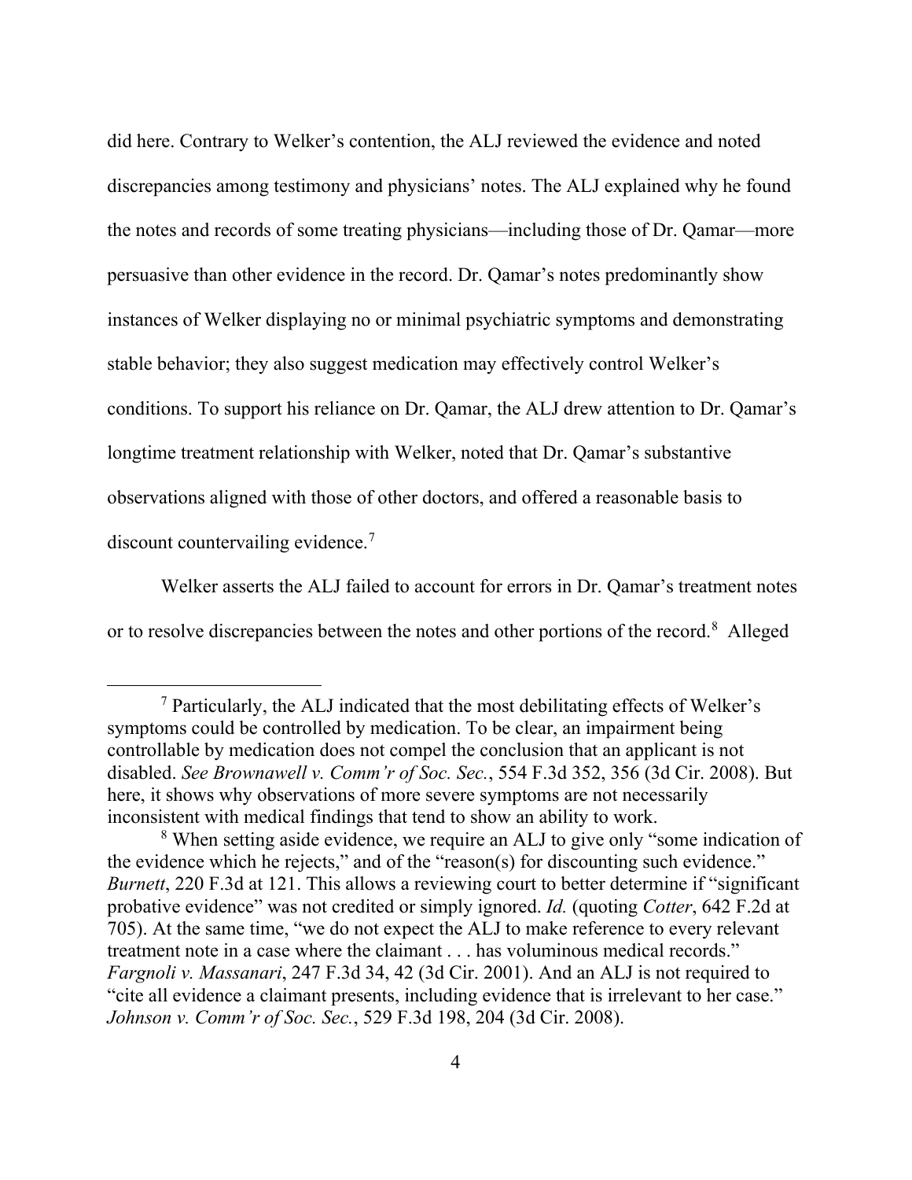did here. Contrary to Welker's contention, the ALJ reviewed the evidence and noted discrepancies among testimony and physicians' notes. The ALJ explained why he found the notes and records of some treating physicians—including those of Dr. Qamar—more persuasive than other evidence in the record. Dr. Qamar's notes predominantly show instances of Welker displaying no or minimal psychiatric symptoms and demonstrating stable behavior; they also suggest medication may effectively control Welker's conditions. To support his reliance on Dr. Qamar, the ALJ drew attention to Dr. Qamar's longtime treatment relationship with Welker, noted that Dr. Qamar's substantive observations aligned with those of other doctors, and offered a reasonable basis to discount countervailing evidence.[7]

Welker asserts the ALJ failed to account for errors in Dr. Qamar's treatment notes or to resolve discrepancies between the notes and other portions of the record.[8] Alleged

---

[7] Particularly, the ALJ indicated that the most debilitating effects of Welker's symptoms could be controlled by medication. To be clear, an impairment being controllable by medication does not compel the conclusion that an applicant is not disabled. *See Brownawell v. Comm'r of Soc. Sec.*, 554 F.3d 352, 356 (3d Cir. 2008). But here, it shows why observations of more severe symptoms are not necessarily inconsistent with medical findings that tend to show an ability to work.

[8] When setting aside evidence, we require an ALJ to give only "some indication of the evidence which he rejects," and of the "reason(s) for discounting such evidence." *Burnett*, 220 F.3d at 121. This allows a reviewing court to better determine if "significant probative evidence" was not credited or simply ignored. *Id.* (quoting *Cotter*, 642 F.2d at 705). At the same time, "we do not expect the ALJ to make reference to every relevant treatment note in a case where the claimant . . . has voluminous medical records." *Fargnoli v. Massanari*, 247 F.3d 34, 42 (3d Cir. 2001). And an ALJ is not required to "cite all evidence a claimant presents, including evidence that is irrelevant to her case." *Johnson v. Comm'r of Soc. Sec.*, 529 F.3d 198, 204 (3d Cir. 2008).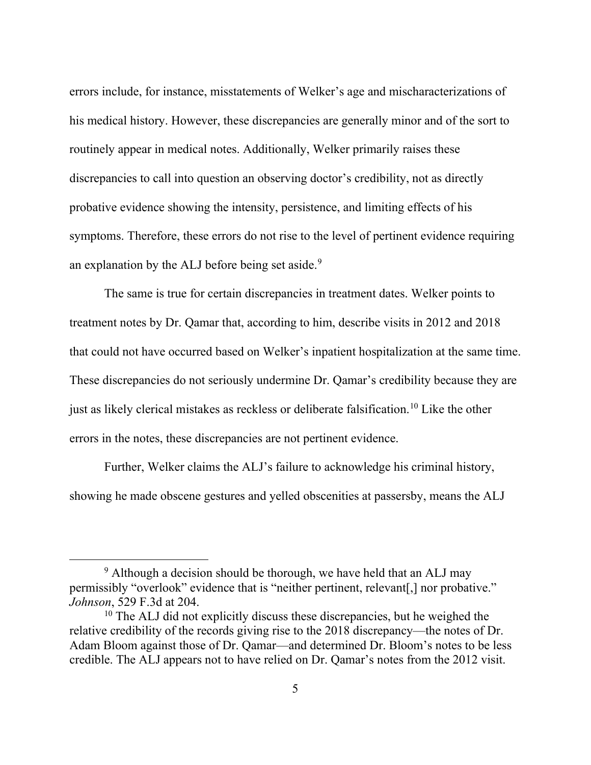errors include, for instance, misstatements of Welker's age and mischaracterizations of his medical history. However, these discrepancies are generally minor and of the sort to routinely appear in medical notes. Additionally, Welker primarily raises these discrepancies to call into question an observing doctor's credibility, not as directly probative evidence showing the intensity, persistence, and limiting effects of his symptoms. Therefore, these errors do not rise to the level of pertinent evidence requiring an explanation by the ALJ before being set aside.[9]

The same is true for certain discrepancies in treatment dates. Welker points to treatment notes by Dr. Qamar that, according to him, describe visits in 2012 and 2018 that could not have occurred based on Welker's inpatient hospitalization at the same time. These discrepancies do not seriously undermine Dr. Qamar's credibility because they are just as likely clerical mistakes as reckless or deliberate falsification.[10] Like the other errors in the notes, these discrepancies are not pertinent evidence.

Further, Welker claims the ALJ's failure to acknowledge his criminal history, showing he made obscene gestures and yelled obscenities at passersby, means the ALJ

---

[9] Although a decision should be thorough, we have held that an ALJ may permissibly "overlook" evidence that is "neither pertinent, relevant[,] nor probative." *Johnson*, 529 F.3d at 204.

[10] The ALJ did not explicitly discuss these discrepancies, but he weighed the relative credibility of the records giving rise to the 2018 discrepancy—the notes of Dr. Adam Bloom against those of Dr. Qamar—and determined Dr. Bloom's notes to be less credible. The ALJ appears not to have relied on Dr. Qamar's notes from the 2012 visit.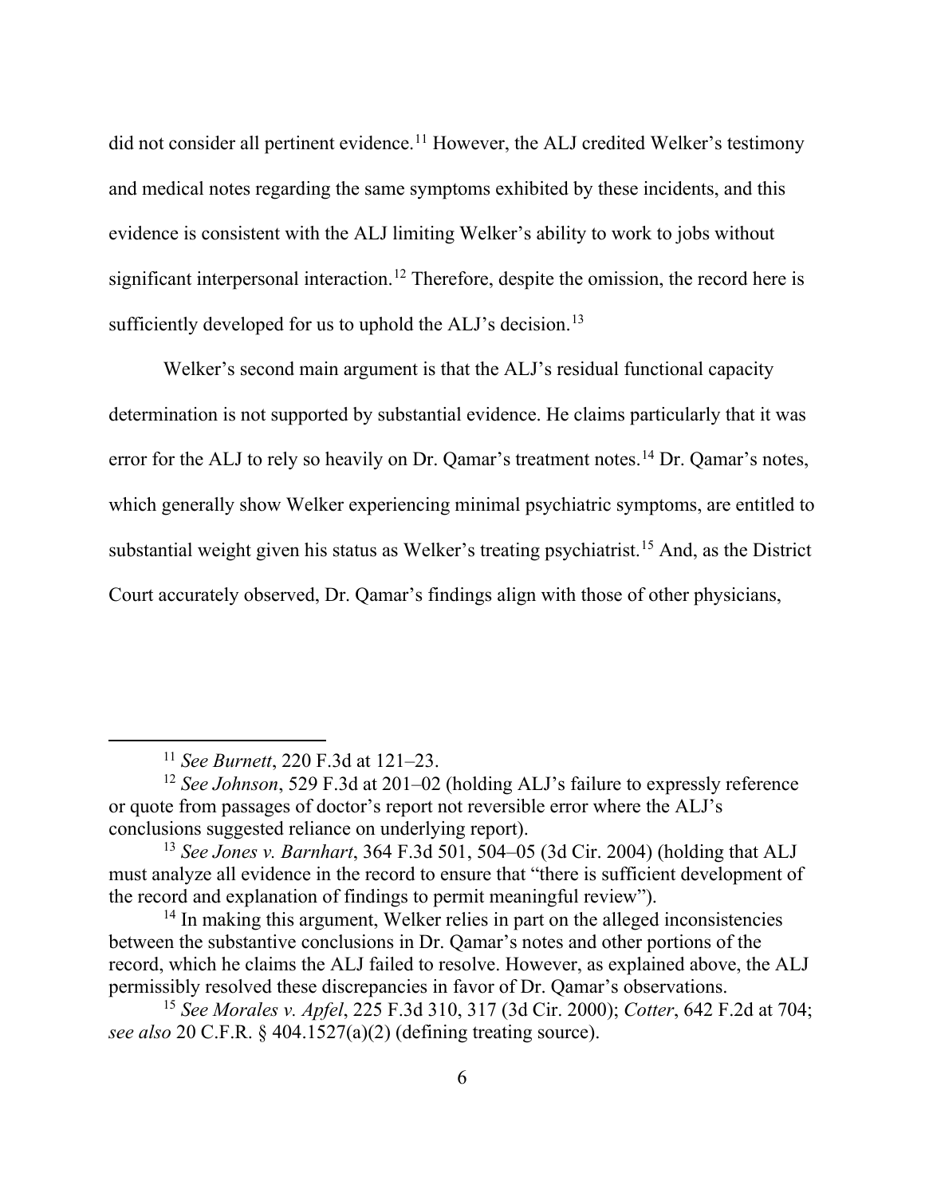did not consider all pertinent evidence.[11] However, the ALJ credited Welker's testimony and medical notes regarding the same symptoms exhibited by these incidents, and this evidence is consistent with the ALJ limiting Welker's ability to work to jobs without significant interpersonal interaction.[12] Therefore, despite the omission, the record here is sufficiently developed for us to uphold the ALJ's decision.[13]

Welker's second main argument is that the ALJ's residual functional capacity determination is not supported by substantial evidence. He claims particularly that it was error for the ALJ to rely so heavily on Dr. Qamar's treatment notes.[14] Dr. Qamar's notes, which generally show Welker experiencing minimal psychiatric symptoms, are entitled to substantial weight given his status as Welker's treating psychiatrist.[15] And, as the District Court accurately observed, Dr. Qamar's findings align with those of other physicians,

---

[11] *See Burnett*, 220 F.3d at 121–23.

[12] *See Johnson*, 529 F.3d at 201–02 (holding ALJ's failure to expressly reference or quote from passages of doctor's report not reversible error where the ALJ's conclusions suggested reliance on underlying report).

[13] *See Jones v. Barnhart*, 364 F.3d 501, 504–05 (3d Cir. 2004) (holding that ALJ must analyze all evidence in the record to ensure that "there is sufficient development of the record and explanation of findings to permit meaningful review").

[14] In making this argument, Welker relies in part on the alleged inconsistencies between the substantive conclusions in Dr. Qamar's notes and other portions of the record, which he claims the ALJ failed to resolve. However, as explained above, the ALJ permissibly resolved these discrepancies in favor of Dr. Qamar's observations.

[15] *See Morales v. Apfel*, 225 F.3d 310, 317 (3d Cir. 2000); *Cotter*, 642 F.2d at 704; *see also* 20 C.F.R. § 404.1527(a)(2) (defining treating source).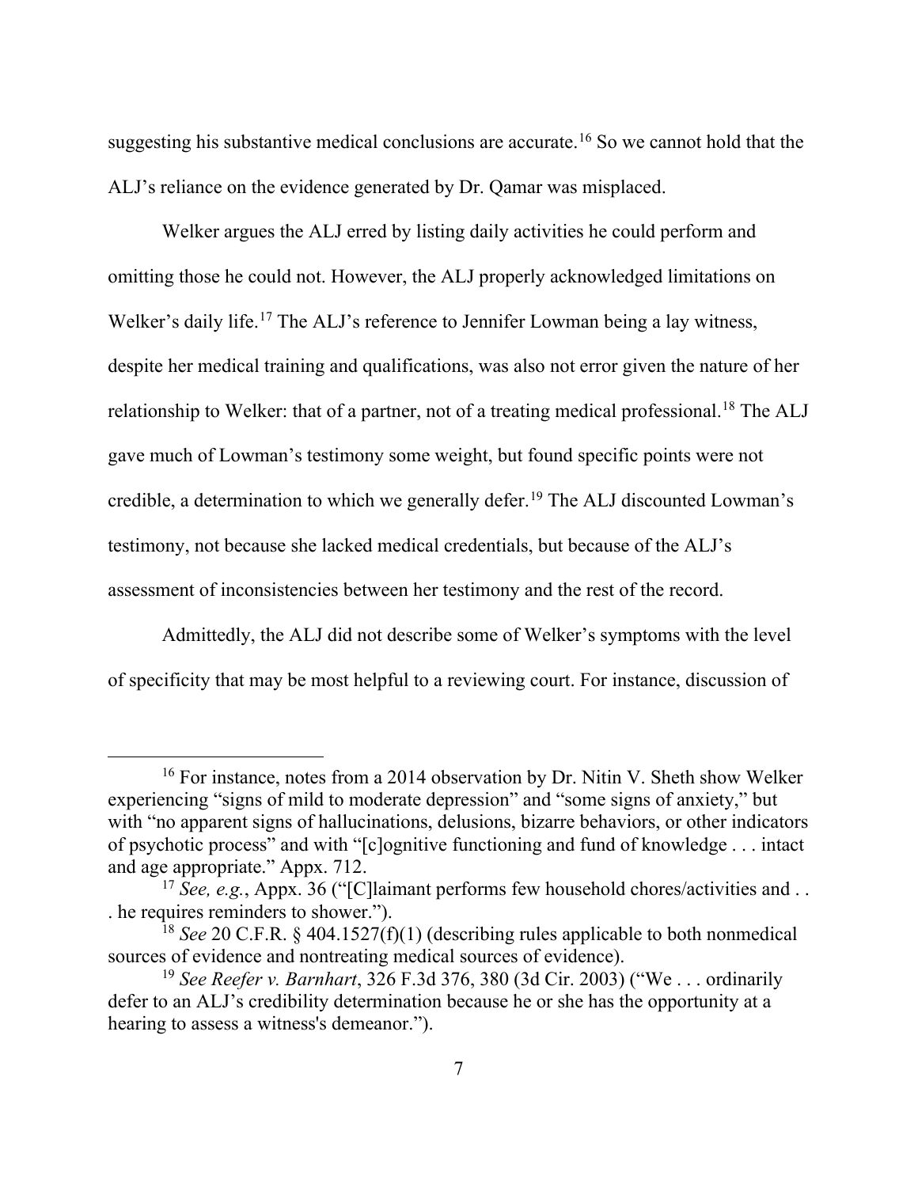suggesting his substantive medical conclusions are accurate.[16] So we cannot hold that the ALJ's reliance on the evidence generated by Dr. Qamar was misplaced.

Welker argues the ALJ erred by listing daily activities he could perform and omitting those he could not. However, the ALJ properly acknowledged limitations on Welker's daily life.[17] The ALJ's reference to Jennifer Lowman being a lay witness, despite her medical training and qualifications, was also not error given the nature of her relationship to Welker: that of a partner, not of a treating medical professional.[18] The ALJ gave much of Lowman's testimony some weight, but found specific points were not credible, a determination to which we generally defer.[19] The ALJ discounted Lowman's testimony, not because she lacked medical credentials, but because of the ALJ's assessment of inconsistencies between her testimony and the rest of the record.

Admittedly, the ALJ did not describe some of Welker's symptoms with the level of specificity that may be most helpful to a reviewing court. For instance, discussion of

---

[16] For instance, notes from a 2014 observation by Dr. Nitin V. Sheth show Welker experiencing "signs of mild to moderate depression" and "some signs of anxiety," but with "no apparent signs of hallucinations, delusions, bizarre behaviors, or other indicators of psychotic process" and with "[c]ognitive functioning and fund of knowledge . . . intact and age appropriate." Appx. 712.

[17] *See, e.g.*, Appx. 36 ("[C]laimant performs few household chores/activities and . . . he requires reminders to shower.").

[18] *See* 20 C.F.R. § 404.1527(f)(1) (describing rules applicable to both nonmedical sources of evidence and nontreating medical sources of evidence).

[19] *See Reefer v. Barnhart*, 326 F.3d 376, 380 (3d Cir. 2003) ("We . . . ordinarily defer to an ALJ's credibility determination because he or she has the opportunity at a hearing to assess a witness's demeanor.").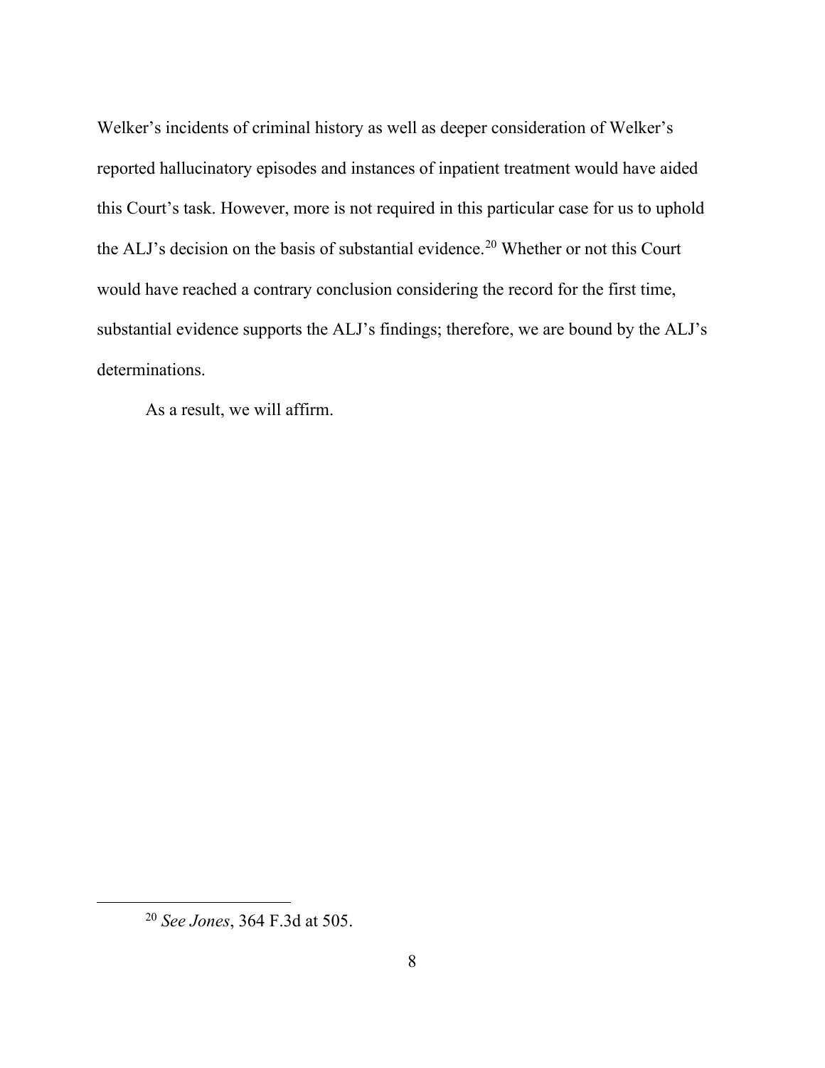Welker's incidents of criminal history as well as deeper consideration of Welker's reported hallucinatory episodes and instances of inpatient treatment would have aided this Court's task. However, more is not required in this particular case for us to uphold the ALJ's decision on the basis of substantial evidence.[20] Whether or not this Court would have reached a contrary conclusion considering the record for the first time, substantial evidence supports the ALJ's findings; therefore, we are bound by the ALJ's determinations.

As a result, we will affirm.

---

[20] *See Jones*, 364 F.3d at 505.